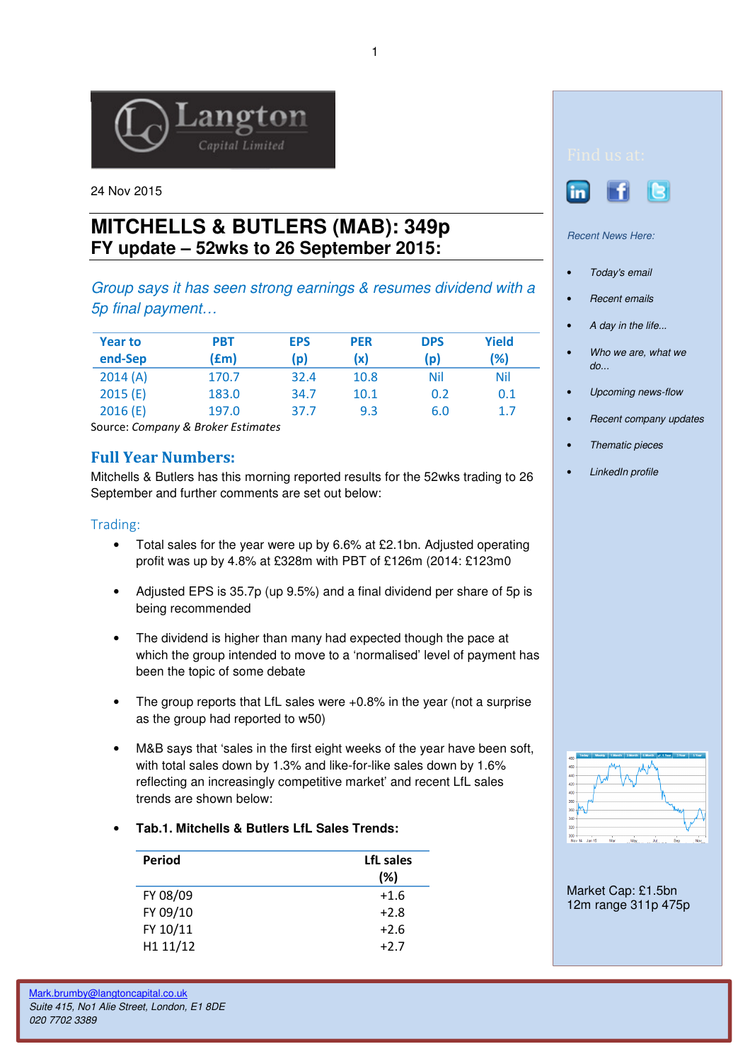Langton Capital Limited

24 Nov 2015

# MITCHELLS & BUTLERS (MAB): 349p
## FY update – 52wks to 26 September 2015:

*Group says it has seen strong earnings & resumes dividend with a 5p final payment…*

| Year to end-Sep | PBT (£m) | EPS (p) | PER (x) | DPS (p) | Yield (%) |
|---|---|---|---|---|---|
| 2014 (A) | 170.7 | 32.4 | 10.8 | Nil | Nil |
| 2015 (E) | 183.0 | 34.7 | 10.1 | 0.2 | 0.1 |
| 2016 (E) | 197.0 | 37.7 | 9.3 | 6.0 | 1.7 |

Source: *Company & Broker Estimates*

## Full Year Numbers:

Mitchells & Butlers has this morning reported results for the 52wks trading to 26 September and further comments are set out below:

### Trading:

- Total sales for the year were up by 6.6% at £2.1bn. Adjusted operating profit was up by 4.8% at £328m with PBT of £126m (2014: £123m0
- Adjusted EPS is 35.7p (up 9.5%) and a final dividend per share of 5p is being recommended
- The dividend is higher than many had expected though the pace at which the group intended to move to a 'normalised' level of payment has been the topic of some debate
- The group reports that LfL sales were +0.8% in the year (not a surprise as the group had reported to w50)
- M&B says that 'sales in the first eight weeks of the year have been soft, with total sales down by 1.3% and like-for-like sales down by 1.6% reflecting an increasingly competitive market' and recent LfL sales trends are shown below:
- **Tab.1. Mitchells & Butlers LfL Sales Trends:**

| Period | LfL sales (%) |
|---|---|
| FY 08/09 | +1.6 |
| FY 09/10 | +2.8 |
| FY 10/11 | +2.6 |
| H1 11/12 | +2.7 |

Find us at:

*Recent News Here:*

- *Today's email*
- *Recent emails*
- *A day in the life...*
- *Who we are, what we do...*
- *Upcoming news-flow*
- *Recent company updates*
- *Thematic pieces*
- *LinkedIn profile*

Market Cap: £1.5bn
12m range 311p 475p

Mark.brumby@langtoncapital.co.uk
*Suite 415, No1 Alie Street, London, E1 8DE*
*020 7702 3389*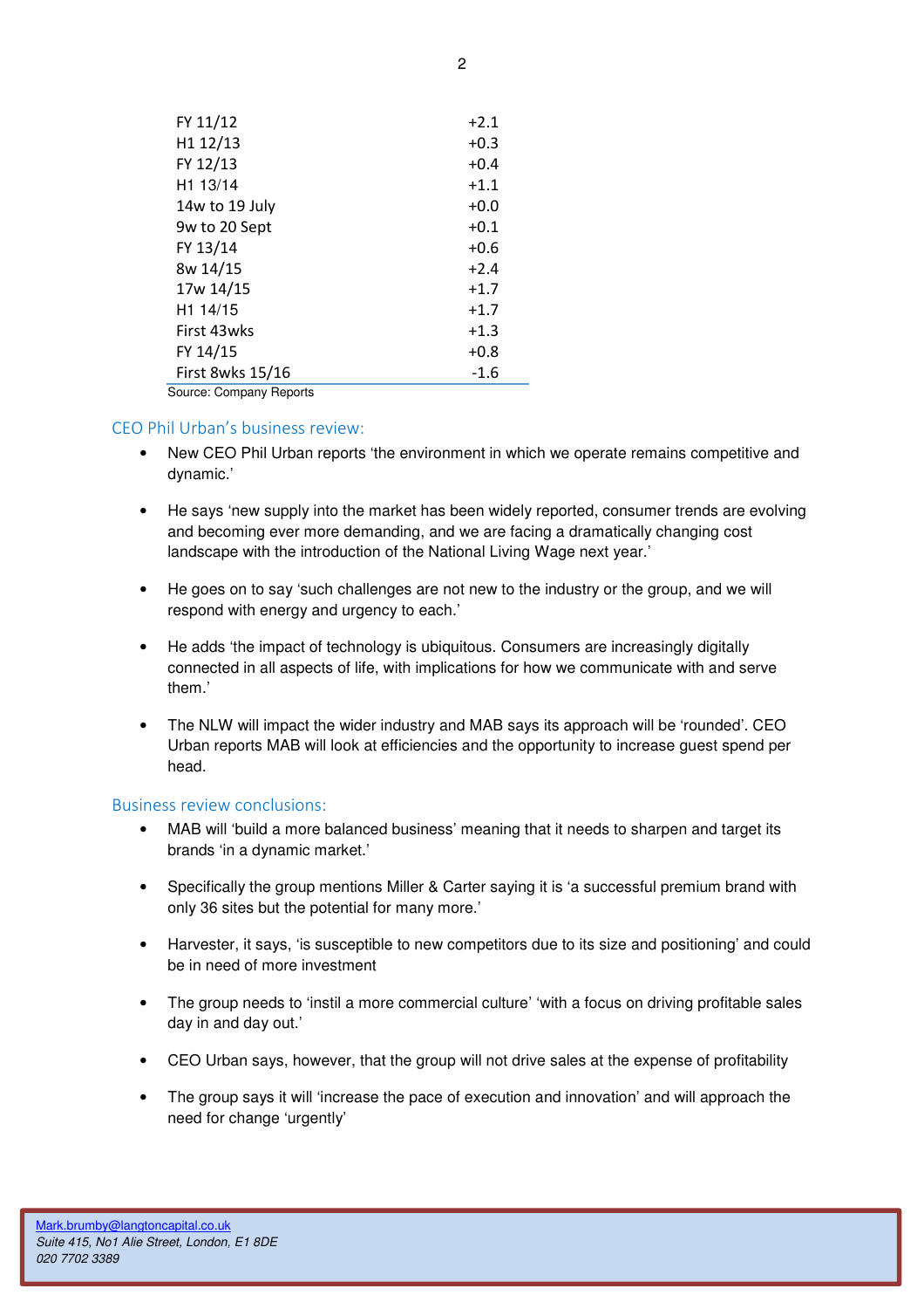| | |
|---|---|
| FY 11/12 | +2.1 |
| H1 12/13 | +0.3 |
| FY 12/13 | +0.4 |
| H1 13/14 | +1.1 |
| 14w to 19 July | +0.0 |
| 9w to 20 Sept | +0.1 |
| FY 13/14 | +0.6 |
| 8w 14/15 | +2.4 |
| 17w 14/15 | +1.7 |
| H1 14/15 | +1.7 |
| First 43wks | +1.3 |
| FY 14/15 | +0.8 |
| First 8wks 15/16 | -1.6 |

Source: Company Reports

## CEO Phil Urban's business review:

- New CEO Phil Urban reports 'the environment in which we operate remains competitive and dynamic.'
- He says 'new supply into the market has been widely reported, consumer trends are evolving and becoming ever more demanding, and we are facing a dramatically changing cost landscape with the introduction of the National Living Wage next year.'
- He goes on to say 'such challenges are not new to the industry or the group, and we will respond with energy and urgency to each.'
- He adds 'the impact of technology is ubiquitous. Consumers are increasingly digitally connected in all aspects of life, with implications for how we communicate with and serve them.'
- The NLW will impact the wider industry and MAB says its approach will be 'rounded'. CEO Urban reports MAB will look at efficiencies and the opportunity to increase guest spend per head.

## Business review conclusions:

- MAB will 'build a more balanced business' meaning that it needs to sharpen and target its brands 'in a dynamic market.'
- Specifically the group mentions Miller & Carter saying it is 'a successful premium brand with only 36 sites but the potential for many more.'
- Harvester, it says, 'is susceptible to new competitors due to its size and positioning' and could be in need of more investment
- The group needs to 'instil a more commercial culture' 'with a focus on driving profitable sales day in and day out.'
- CEO Urban says, however, that the group will not drive sales at the expense of profitability
- The group says it will 'increase the pace of execution and innovation' and will approach the need for change 'urgently'

Mark.brumby@langtoncapital.co.uk
*Suite 415, No1 Alie Street, London, E1 8DE*
*020 7702 3389*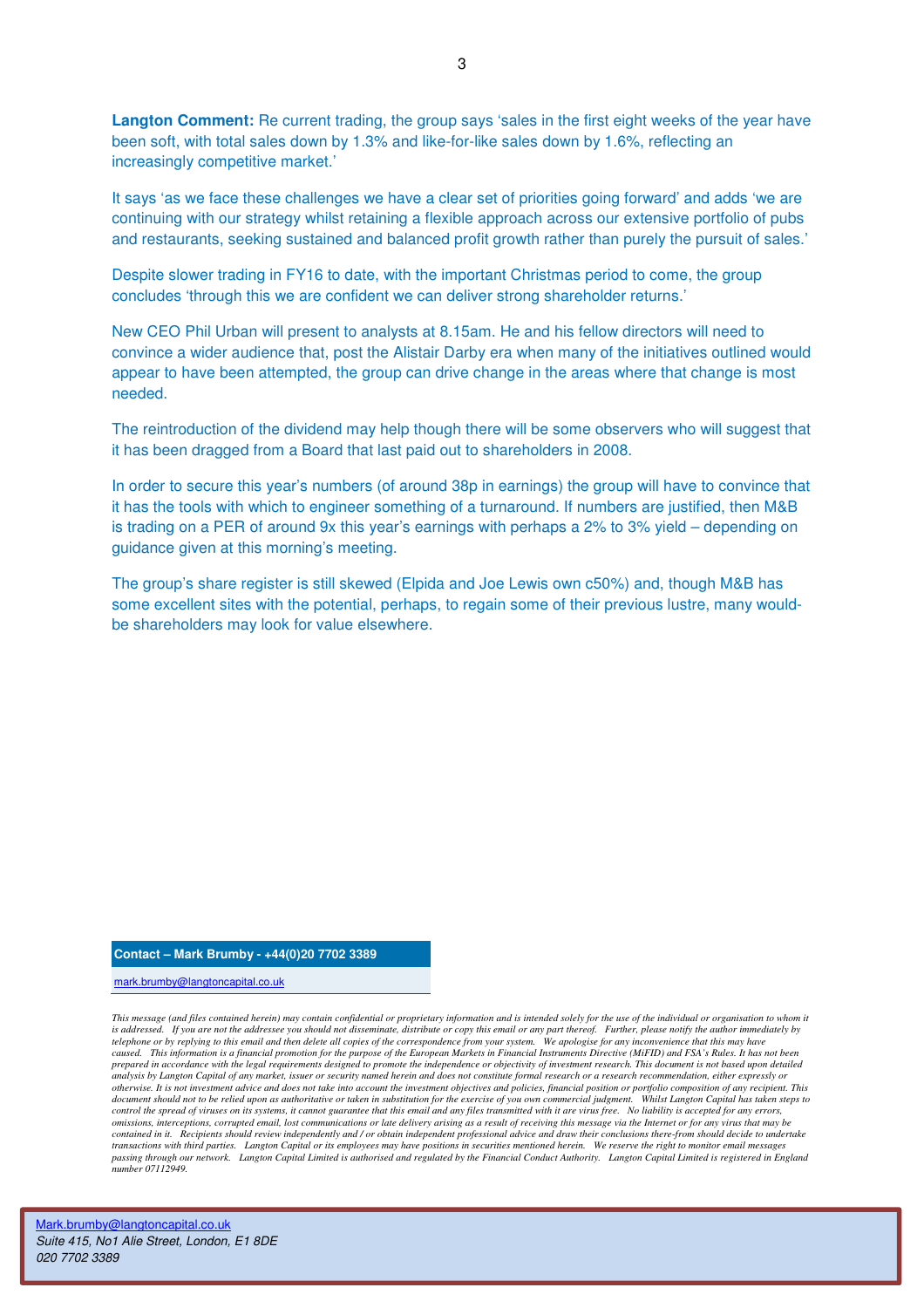**Langton Comment:** Re current trading, the group says 'sales in the first eight weeks of the year have been soft, with total sales down by 1.3% and like-for-like sales down by 1.6%, reflecting an increasingly competitive market.'

It says 'as we face these challenges we have a clear set of priorities going forward' and adds 'we are continuing with our strategy whilst retaining a flexible approach across our extensive portfolio of pubs and restaurants, seeking sustained and balanced profit growth rather than purely the pursuit of sales.'

Despite slower trading in FY16 to date, with the important Christmas period to come, the group concludes 'through this we are confident we can deliver strong shareholder returns.'

New CEO Phil Urban will present to analysts at 8.15am. He and his fellow directors will need to convince a wider audience that, post the Alistair Darby era when many of the initiatives outlined would appear to have been attempted, the group can drive change in the areas where that change is most needed.

The reintroduction of the dividend may help though there will be some observers who will suggest that it has been dragged from a Board that last paid out to shareholders in 2008.

In order to secure this year's numbers (of around 38p in earnings) the group will have to convince that it has the tools with which to engineer something of a turnaround. If numbers are justified, then M&B is trading on a PER of around 9x this year's earnings with perhaps a 2% to 3% yield – depending on guidance given at this morning's meeting.

The group's share register is still skewed (Elpida and Joe Lewis own c50%) and, though M&B has some excellent sites with the potential, perhaps, to regain some of their previous lustre, many would-be shareholders may look for value elsewhere.

**Contact – Mark Brumby - +44(0)20 7702 3389**

mark.brumby@langtoncapital.co.uk

*This message (and files contained herein) may contain confidential or proprietary information and is intended solely for the use of the individual or organisation to whom it is addressed. If you are not the addressee you should not disseminate, distribute or copy this email or any part thereof. Further, please notify the author immediately by telephone or by replying to this email and then delete all copies of the correspondence from your system. We apologise for any inconvenience that this may have caused. This information is a financial promotion for the purpose of the European Markets in Financial Instruments Directive (MiFID) and FSA's Rules. It has not been prepared in accordance with the legal requirements designed to promote the independence or objectivity of investment research. This document is not based upon detailed analysis by Langton Capital of any market, issuer or security named herein and does not constitute formal research or a research recommendation, either expressly or otherwise. It is not investment advice and does not take into account the investment objectives and policies, financial position or portfolio composition of any recipient. This document should not to be relied upon as authoritative or taken in substitution for the exercise of you own commercial judgment. Whilst Langton Capital has taken steps to control the spread of viruses on its systems, it cannot guarantee that this email and any files transmitted with it are virus free. No liability is accepted for any errors, omissions, interceptions, corrupted email, lost communications or late delivery arising as a result of receiving this message via the Internet or for any virus that may be contained in it. Recipients should review independently and / or obtain independent professional advice and draw their conclusions there-from should decide to undertake transactions with third parties. Langton Capital or its employees may have positions in securities mentioned herein. We reserve the right to monitor email messages passing through our network. Langton Capital Limited is authorised and regulated by the Financial Conduct Authority. Langton Capital Limited is registered in England number 07112949.*

Mark.brumby@langtoncapital.co.uk
*Suite 415, No1 Alie Street, London, E1 8DE*
*020 7702 3389*